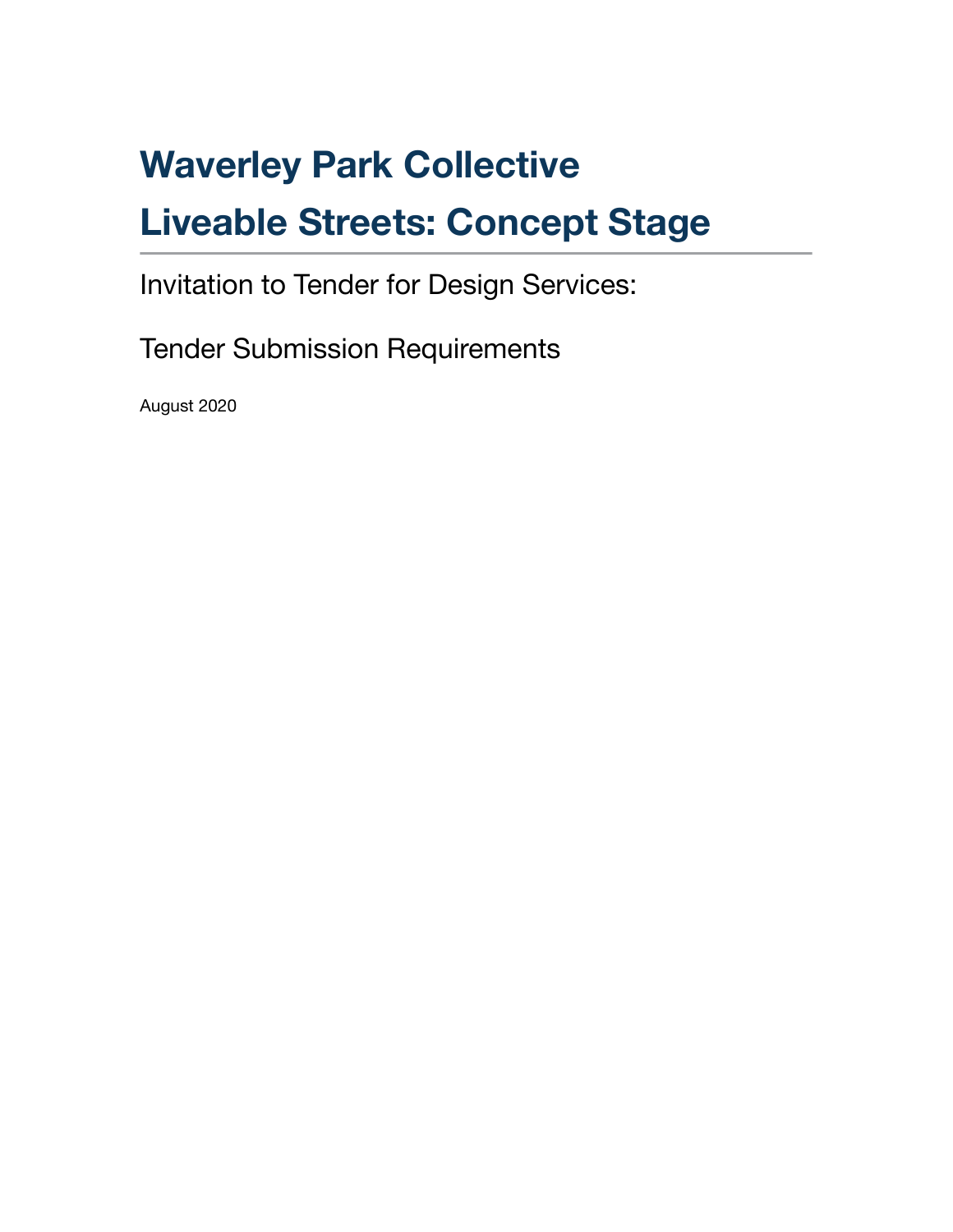# Waverley Park Collective

# Liveable Streets: Concept Stage

Invitation to Tender for Design Services:

Tender Submission Requirements

August 2020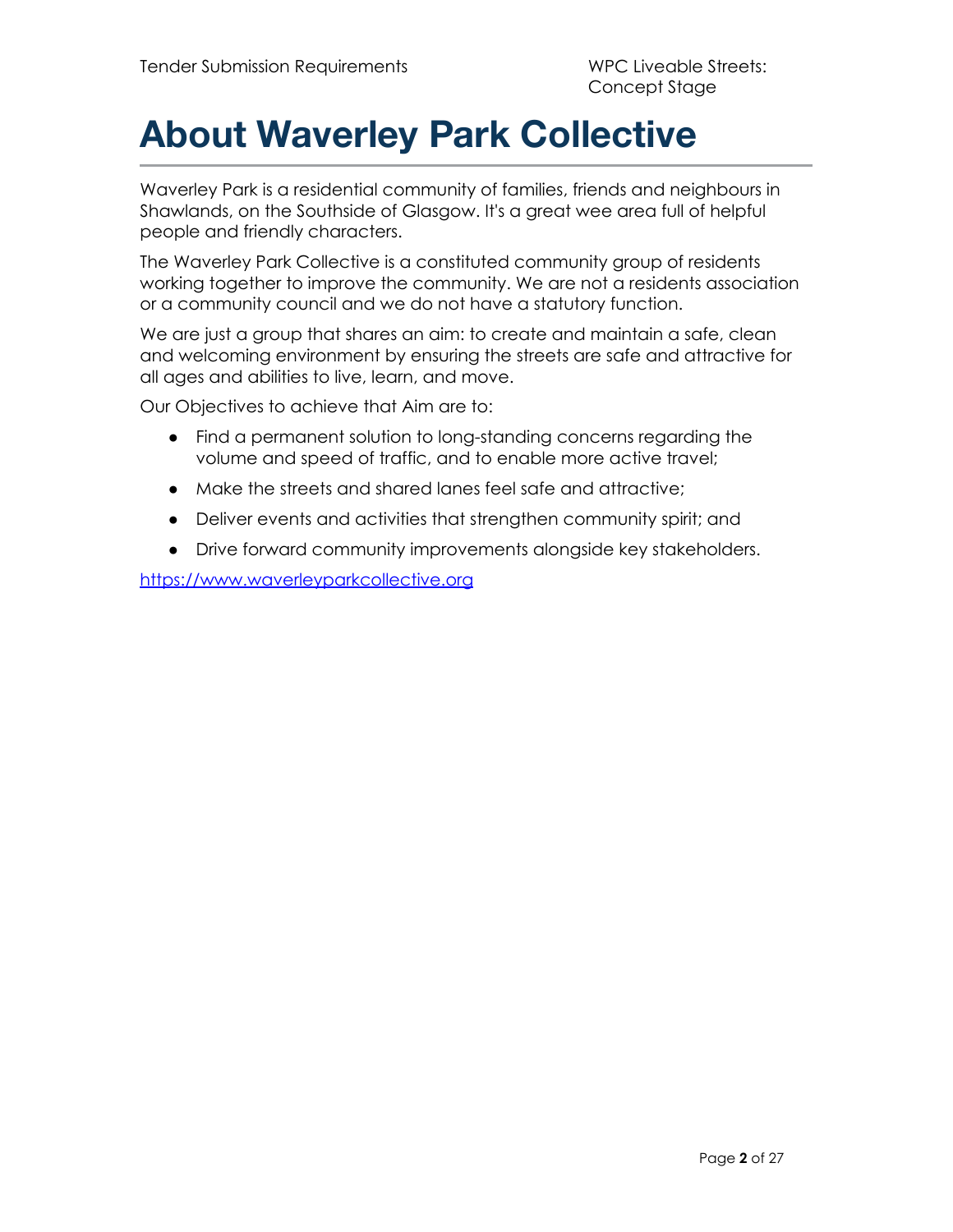# About Waverley Park Collective

Waverley Park is a residential community of families, friends and neighbours in Shawlands, on the Southside of Glasgow. It's a great wee area full of helpful people and friendly characters.

The Waverley Park Collective is a constituted community group of residents working together to improve the community. We are not a residents association or a community council and we do not have a statutory function.

We are just a group that shares an aim: to create and maintain a safe, clean and welcoming environment by ensuring the streets are safe and attractive for all ages and abilities to live, learn, and move.

Our Objectives to achieve that Aim are to:

- Find a permanent solution to long-standing concerns regarding the volume and speed of traffic, and to enable more active travel;
- Make the streets and shared lanes feel safe and attractive;
- Deliver events and activities that strengthen community spirit; and
- Drive forward community improvements alongside key stakeholders.

https://www.waverleyparkcollective.org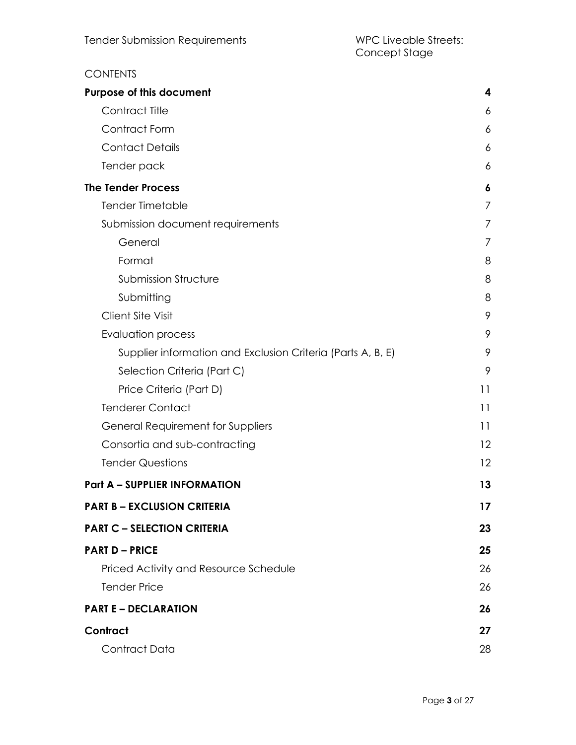CONTENTS

| | |
|---|---|
| **Purpose of this document** | **4** |
| Contract Title | 6 |
| Contract Form | 6 |
| Contact Details | 6 |
| Tender pack | 6 |
| **The Tender Process** | **6** |
| Tender Timetable | 7 |
| Submission document requirements | 7 |
| General | 7 |
| Format | 8 |
| Submission Structure | 8 |
| Submitting | 8 |
| Client Site Visit | 9 |
| Evaluation process | 9 |
| Supplier information and Exclusion Criteria (Parts A, B, E) | 9 |
| Selection Criteria (Part C) | 9 |
| Price Criteria (Part D) | 11 |
| Tenderer Contact | 11 |
| General Requirement for Suppliers | 11 |
| Consortia and sub-contracting | 12 |
| Tender Questions | 12 |
| **Part A – SUPPLIER INFORMATION** | **13** |
| **PART B – EXCLUSION CRITERIA** | **17** |
| **PART C – SELECTION CRITERIA** | **23** |
| **PART D – PRICE** | **25** |
| Priced Activity and Resource Schedule | 26 |
| Tender Price | 26 |
| **PART E – DECLARATION** | **26** |
| **Contract** | **27** |
| Contract Data | 28 |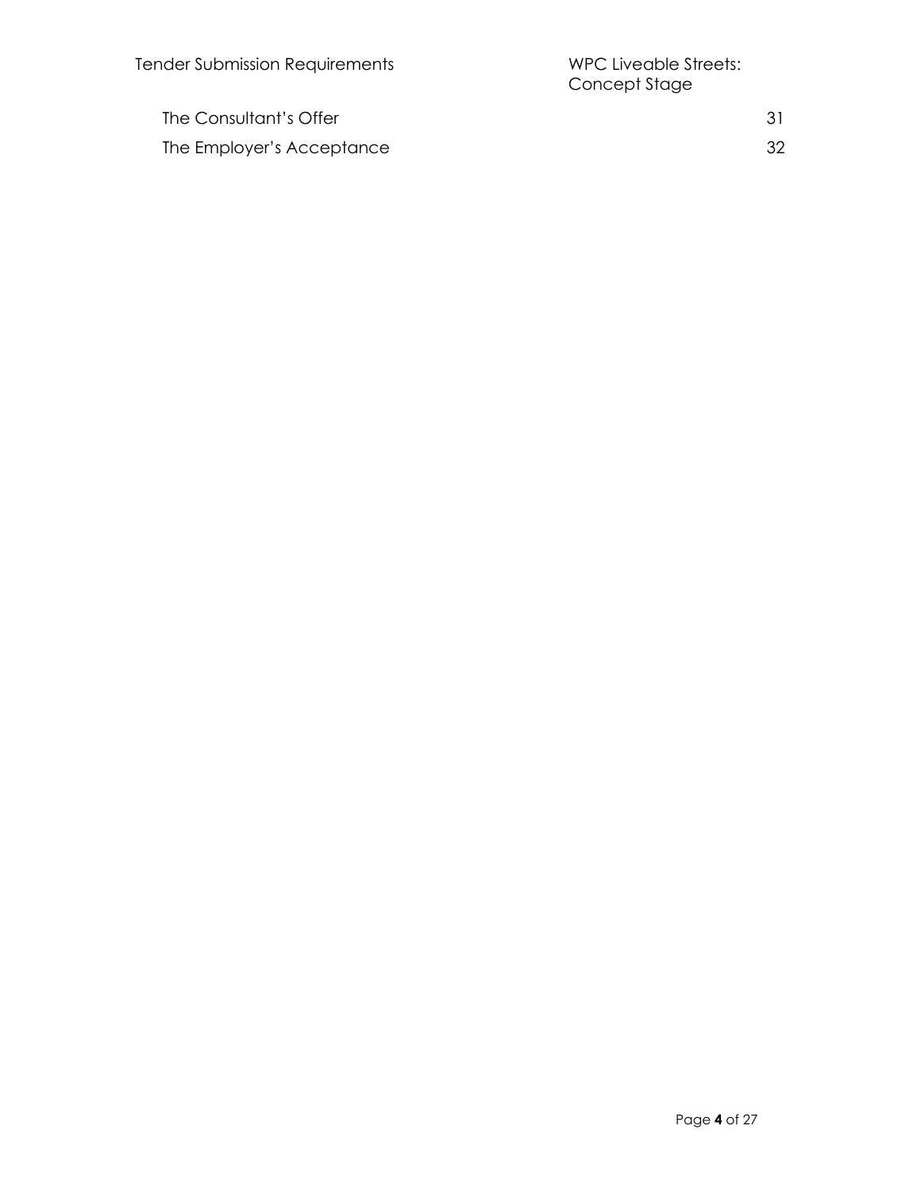The Consultant's Offer 31

The Employer's Acceptance 32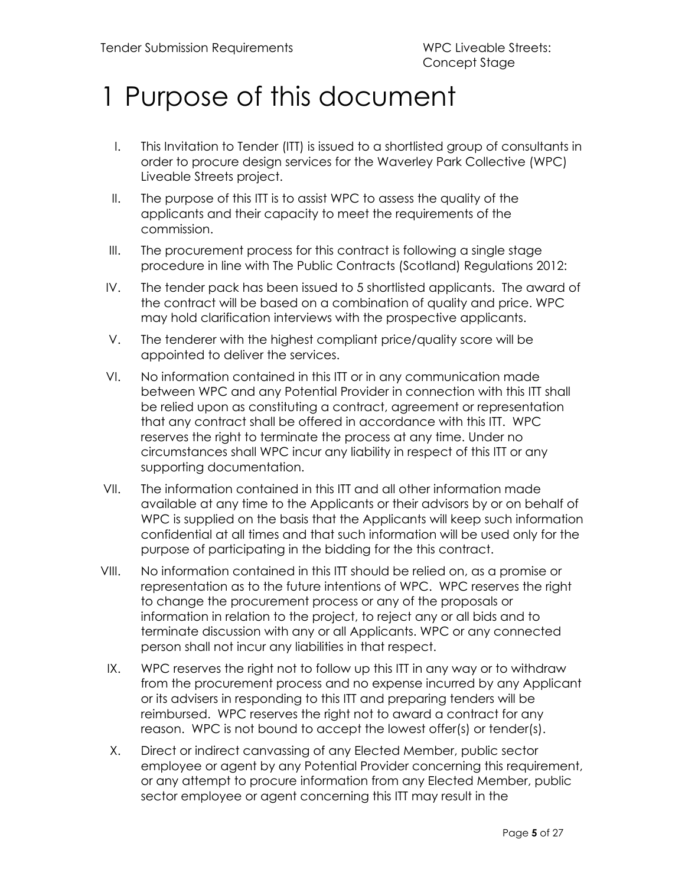# 1 Purpose of this document

I. This Invitation to Tender (ITT) is issued to a shortlisted group of consultants in order to procure design services for the Waverley Park Collective (WPC) Liveable Streets project.

II. The purpose of this ITT is to assist WPC to assess the quality of the applicants and their capacity to meet the requirements of the commission.

III. The procurement process for this contract is following a single stage procedure in line with The Public Contracts (Scotland) Regulations 2012:

IV. The tender pack has been issued to 5 shortlisted applicants. The award of the contract will be based on a combination of quality and price. WPC may hold clarification interviews with the prospective applicants.

V. The tenderer with the highest compliant price/quality score will be appointed to deliver the services.

VI. No information contained in this ITT or in any communication made between WPC and any Potential Provider in connection with this ITT shall be relied upon as constituting a contract, agreement or representation that any contract shall be offered in accordance with this ITT. WPC reserves the right to terminate the process at any time. Under no circumstances shall WPC incur any liability in respect of this ITT or any supporting documentation.

VII. The information contained in this ITT and all other information made available at any time to the Applicants or their advisors by or on behalf of WPC is supplied on the basis that the Applicants will keep such information confidential at all times and that such information will be used only for the purpose of participating in the bidding for the this contract.

VIII. No information contained in this ITT should be relied on, as a promise or representation as to the future intentions of WPC. WPC reserves the right to change the procurement process or any of the proposals or information in relation to the project, to reject any or all bids and to terminate discussion with any or all Applicants. WPC or any connected person shall not incur any liabilities in that respect.

IX. WPC reserves the right not to follow up this ITT in any way or to withdraw from the procurement process and no expense incurred by any Applicant or its advisers in responding to this ITT and preparing tenders will be reimbursed. WPC reserves the right not to award a contract for any reason. WPC is not bound to accept the lowest offer(s) or tender(s).

X. Direct or indirect canvassing of any Elected Member, public sector employee or agent by any Potential Provider concerning this requirement, or any attempt to procure information from any Elected Member, public sector employee or agent concerning this ITT may result in the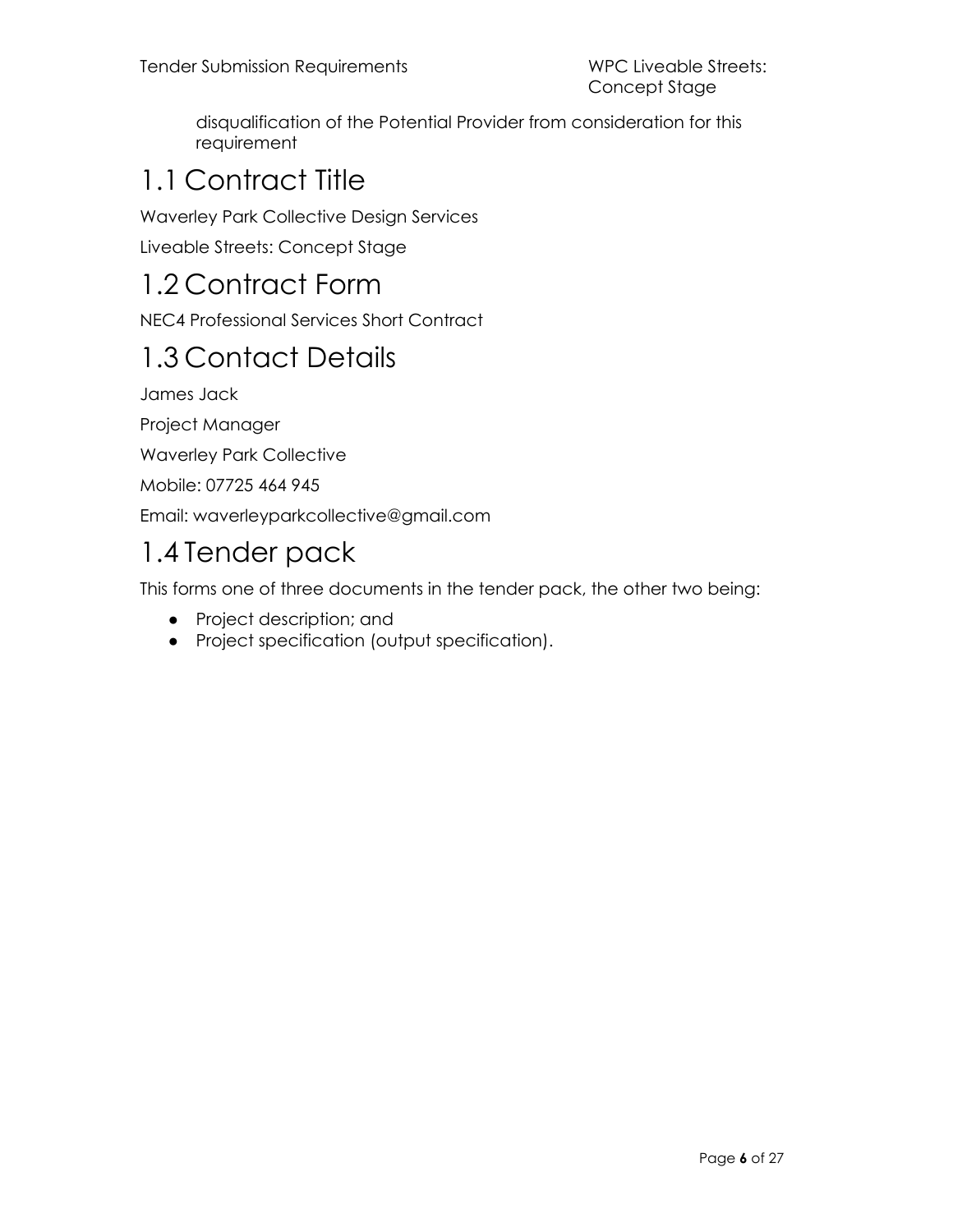disqualification of the Potential Provider from consideration for this requirement

## 1.1 Contract Title

Waverley Park Collective Design Services

Liveable Streets: Concept Stage

## 1.2 Contract Form

NEC4 Professional Services Short Contract

## 1.3 Contact Details

James Jack

Project Manager

Waverley Park Collective

Mobile: 07725 464 945

Email: waverleyparkcollective@gmail.com

## 1.4 Tender pack

This forms one of three documents in the tender pack, the other two being:

- Project description; and
- Project specification (output specification).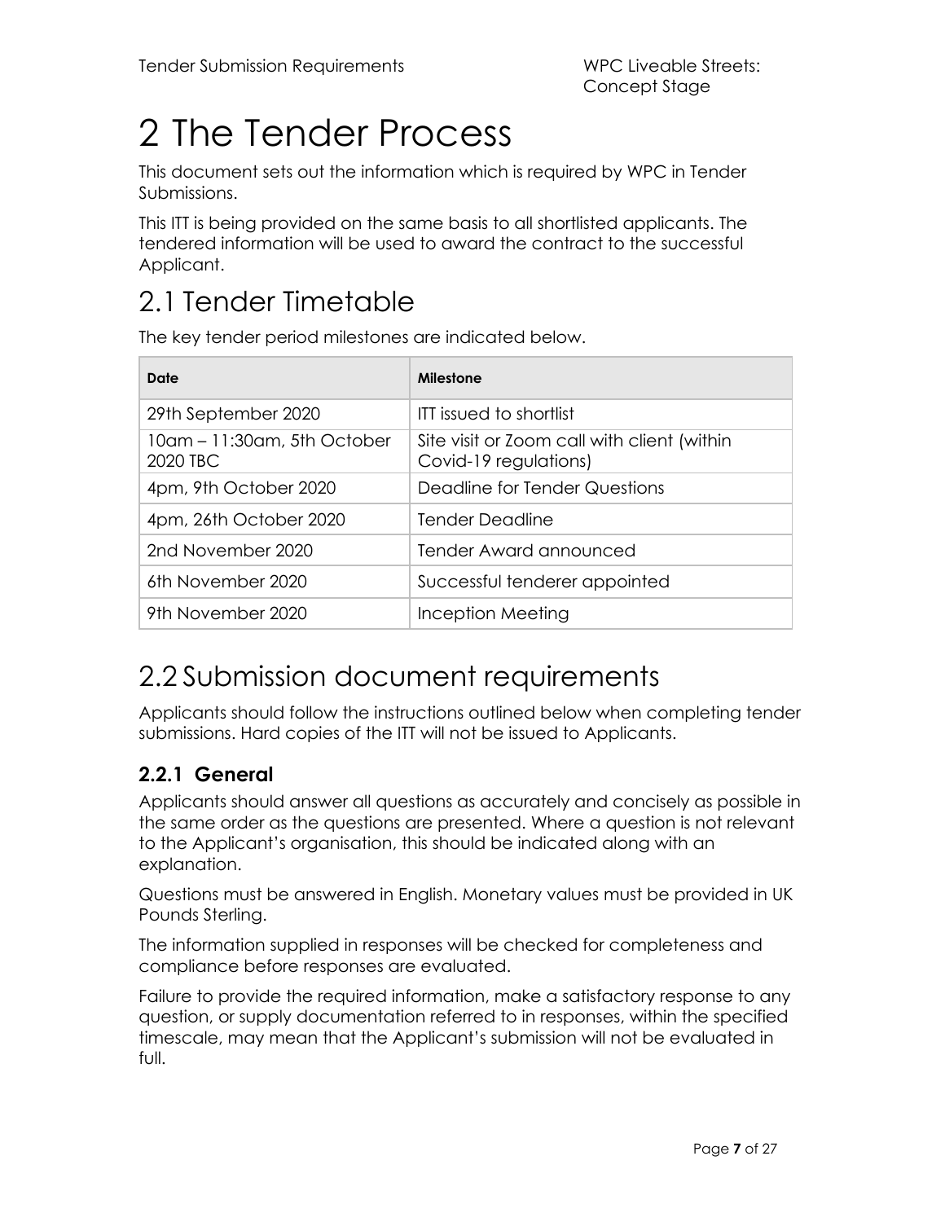# 2 The Tender Process

This document sets out the information which is required by WPC in Tender Submissions.

This ITT is being provided on the same basis to all shortlisted applicants. The tendered information will be used to award the contract to the successful Applicant.

## 2.1 Tender Timetable

The key tender period milestones are indicated below.

| Date | Milestone |
|---|---|
| 29th September 2020 | ITT issued to shortlist |
| 10am – 11:30am, 5th October 2020 TBC | Site visit or Zoom call with client (within Covid-19 regulations) |
| 4pm, 9th October 2020 | Deadline for Tender Questions |
| 4pm, 26th October 2020 | Tender Deadline |
| 2nd November 2020 | Tender Award announced |
| 6th November 2020 | Successful tenderer appointed |
| 9th November 2020 | Inception Meeting |

## 2.2 Submission document requirements

Applicants should follow the instructions outlined below when completing tender submissions. Hard copies of the ITT will not be issued to Applicants.

### 2.2.1 General

Applicants should answer all questions as accurately and concisely as possible in the same order as the questions are presented. Where a question is not relevant to the Applicant's organisation, this should be indicated along with an explanation.

Questions must be answered in English. Monetary values must be provided in UK Pounds Sterling.

The information supplied in responses will be checked for completeness and compliance before responses are evaluated.

Failure to provide the required information, make a satisfactory response to any question, or supply documentation referred to in responses, within the specified timescale, may mean that the Applicant's submission will not be evaluated in full.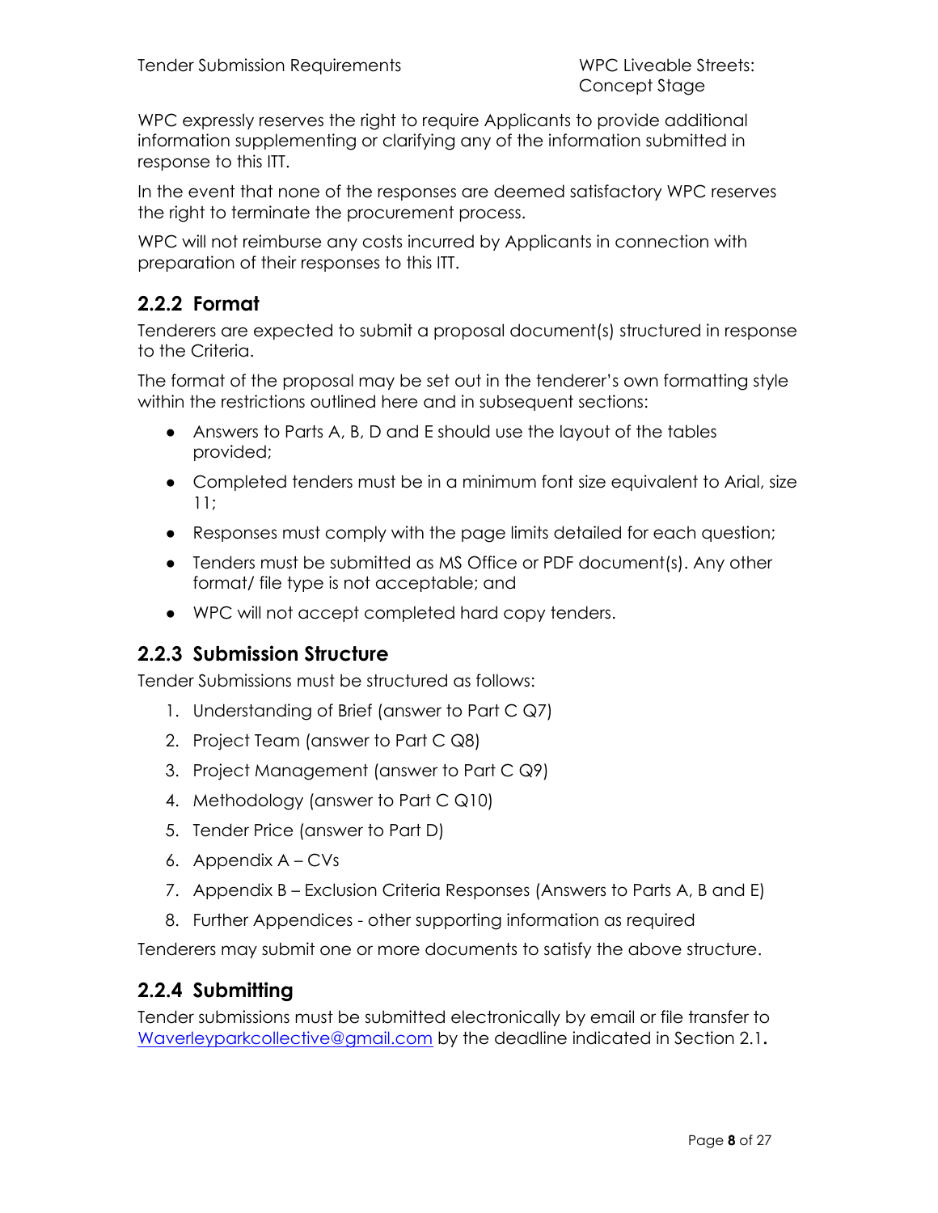WPC expressly reserves the right to require Applicants to provide additional information supplementing or clarifying any of the information submitted in response to this ITT.

In the event that none of the responses are deemed satisfactory WPC reserves the right to terminate the procurement process.

WPC will not reimburse any costs incurred by Applicants in connection with preparation of their responses to this ITT.

### 2.2.2 Format

Tenderers are expected to submit a proposal document(s) structured in response to the Criteria.

The format of the proposal may be set out in the tenderer's own formatting style within the restrictions outlined here and in subsequent sections:

- Answers to Parts A, B, D and E should use the layout of the tables provided;
- Completed tenders must be in a minimum font size equivalent to Arial, size 11;
- Responses must comply with the page limits detailed for each question;
- Tenders must be submitted as MS Office or PDF document(s). Any other format/ file type is not acceptable; and
- WPC will not accept completed hard copy tenders.

### 2.2.3 Submission Structure

Tender Submissions must be structured as follows:

1. Understanding of Brief (answer to Part C Q7)
2. Project Team (answer to Part C Q8)
3. Project Management (answer to Part C Q9)
4. Methodology (answer to Part C Q10)
5. Tender Price (answer to Part D)
6. Appendix A – CVs
7. Appendix B – Exclusion Criteria Responses (Answers to Parts A, B and E)
8. Further Appendices - other supporting information as required

Tenderers may submit one or more documents to satisfy the above structure.

### 2.2.4 Submitting

Tender submissions must be submitted electronically by email or file transfer to Waverleyparkcollective@gmail.com by the deadline indicated in Section 2.1.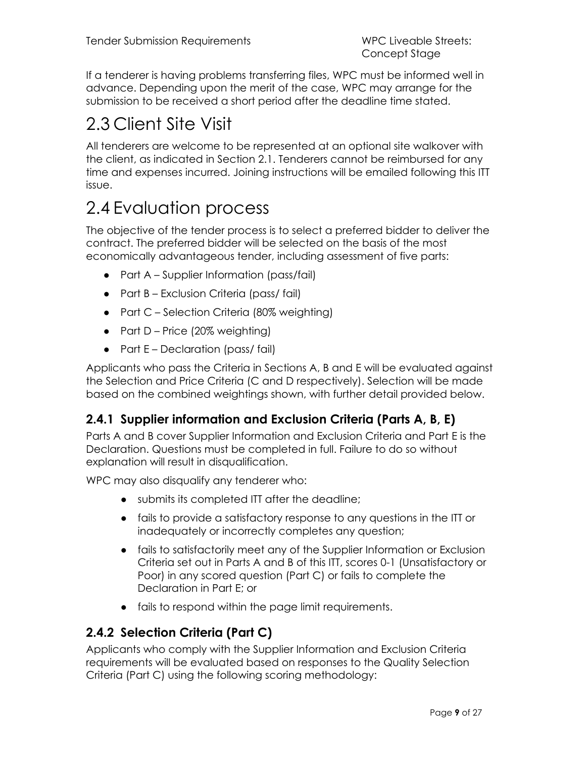If a tenderer is having problems transferring files, WPC must be informed well in advance. Depending upon the merit of the case, WPC may arrange for the submission to be received a short period after the deadline time stated.

# 2.3 Client Site Visit

All tenderers are welcome to be represented at an optional site walkover with the client, as indicated in Section 2.1. Tenderers cannot be reimbursed for any time and expenses incurred. Joining instructions will be emailed following this ITT issue.

# 2.4 Evaluation process

The objective of the tender process is to select a preferred bidder to deliver the contract. The preferred bidder will be selected on the basis of the most economically advantageous tender, including assessment of five parts:

- Part A – Supplier Information (pass/fail)
- Part B – Exclusion Criteria (pass/ fail)
- Part C – Selection Criteria (80% weighting)
- Part D – Price (20% weighting)
- Part E – Declaration (pass/ fail)

Applicants who pass the Criteria in Sections A, B and E will be evaluated against the Selection and Price Criteria (C and D respectively). Selection will be made based on the combined weightings shown, with further detail provided below.

### 2.4.1 Supplier information and Exclusion Criteria (Parts A, B, E)

Parts A and B cover Supplier Information and Exclusion Criteria and Part E is the Declaration. Questions must be completed in full. Failure to do so without explanation will result in disqualification.

WPC may also disqualify any tenderer who:

- submits its completed ITT after the deadline;
- fails to provide a satisfactory response to any questions in the ITT or inadequately or incorrectly completes any question;
- fails to satisfactorily meet any of the Supplier Information or Exclusion Criteria set out in Parts A and B of this ITT, scores 0-1 (Unsatisfactory or Poor) in any scored question (Part C) or fails to complete the Declaration in Part E; or
- fails to respond within the page limit requirements.

### 2.4.2 Selection Criteria (Part C)

Applicants who comply with the Supplier Information and Exclusion Criteria requirements will be evaluated based on responses to the Quality Selection Criteria (Part C) using the following scoring methodology: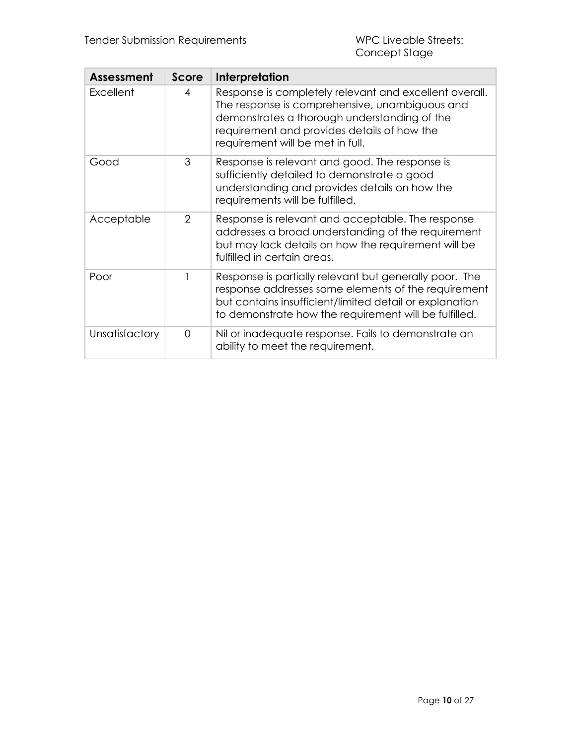| Assessment | Score | Interpretation |
| --- | --- | --- |
| Excellent | 4 | Response is completely relevant and excellent overall. The response is comprehensive, unambiguous and demonstrates a thorough understanding of the requirement and provides details of how the requirement will be met in full. |
| Good | 3 | Response is relevant and good. The response is sufficiently detailed to demonstrate a good understanding and provides details on how the requirements will be fulfilled. |
| Acceptable | 2 | Response is relevant and acceptable. The response addresses a broad understanding of the requirement but may lack details on how the requirement will be fulfilled in certain areas. |
| Poor | 1 | Response is partially relevant but generally poor. The response addresses some elements of the requirement but contains insufficient/limited detail or explanation to demonstrate how the requirement will be fulfilled. |
| Unsatisfactory | 0 | Nil or inadequate response. Fails to demonstrate an ability to meet the requirement. |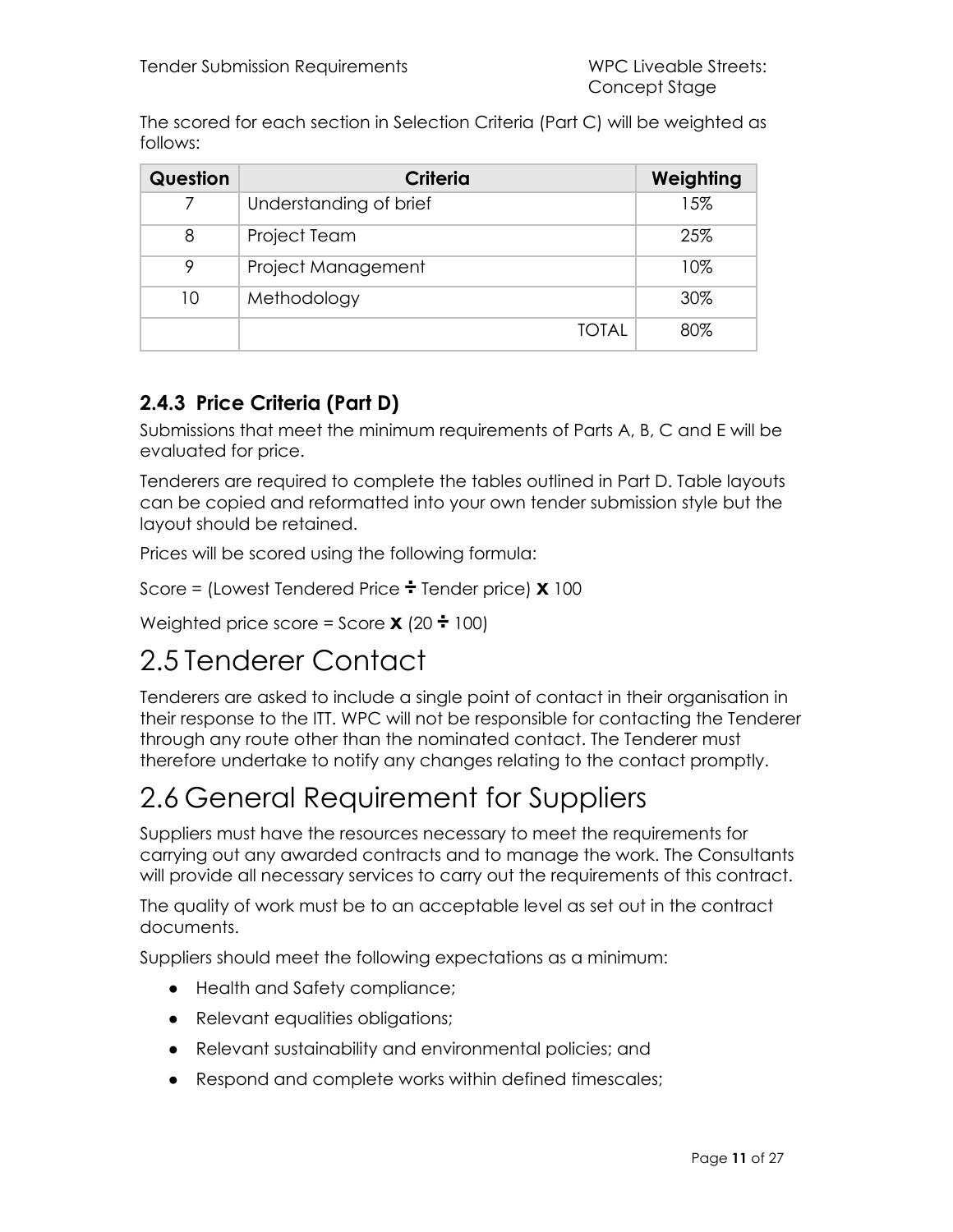The scored for each section in Selection Criteria (Part C) will be weighted as follows:

| Question | Criteria | Weighting |
|---|---|---|
| 7 | Understanding of brief | 15% |
| 8 | Project Team | 25% |
| 9 | Project Management | 10% |
| 10 | Methodology | 30% |
| | TOTAL | 80% |

### 2.4.3 Price Criteria (Part D)

Submissions that meet the minimum requirements of Parts A, B, C and E will be evaluated for price.

Tenderers are required to complete the tables outlined in Part D. Table layouts can be copied and reformatted into your own tender submission style but the layout should be retained.

Prices will be scored using the following formula:

Score = (Lowest Tendered Price ÷ Tender price) **x** 100

Weighted price score = Score **x** (20 ÷ 100)

# 2.5 Tenderer Contact

Tenderers are asked to include a single point of contact in their organisation in their response to the ITT. WPC will not be responsible for contacting the Tenderer through any route other than the nominated contact. The Tenderer must therefore undertake to notify any changes relating to the contact promptly.

# 2.6 General Requirement for Suppliers

Suppliers must have the resources necessary to meet the requirements for carrying out any awarded contracts and to manage the work. The Consultants will provide all necessary services to carry out the requirements of this contract.

The quality of work must be to an acceptable level as set out in the contract documents.

Suppliers should meet the following expectations as a minimum:

- Health and Safety compliance;
- Relevant equalities obligations;
- Relevant sustainability and environmental policies; and
- Respond and complete works within defined timescales;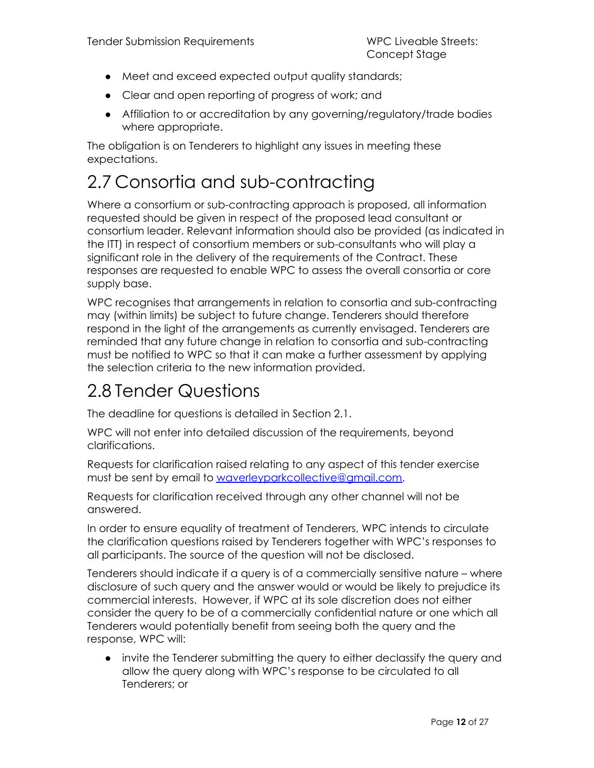- Meet and exceed expected output quality standards;
- Clear and open reporting of progress of work; and
- Affiliation to or accreditation by any governing/regulatory/trade bodies where appropriate.

The obligation is on Tenderers to highlight any issues in meeting these expectations.

# 2.7 Consortia and sub-contracting

Where a consortium or sub-contracting approach is proposed, all information requested should be given in respect of the proposed lead consultant or consortium leader. Relevant information should also be provided (as indicated in the ITT) in respect of consortium members or sub-consultants who will play a significant role in the delivery of the requirements of the Contract. These responses are requested to enable WPC to assess the overall consortia or core supply base.

WPC recognises that arrangements in relation to consortia and sub-contracting may (within limits) be subject to future change. Tenderers should therefore respond in the light of the arrangements as currently envisaged. Tenderers are reminded that any future change in relation to consortia and sub-contracting must be notified to WPC so that it can make a further assessment by applying the selection criteria to the new information provided.

# 2.8 Tender Questions

The deadline for questions is detailed in Section 2.1.

WPC will not enter into detailed discussion of the requirements, beyond clarifications.

Requests for clarification raised relating to any aspect of this tender exercise must be sent by email to [waverleyparkcollective@gmail.com](mailto:waverleyparkcollective@gmail.com).

Requests for clarification received through any other channel will not be answered.

In order to ensure equality of treatment of Tenderers, WPC intends to circulate the clarification questions raised by Tenderers together with WPC's responses to all participants. The source of the question will not be disclosed.

Tenderers should indicate if a query is of a commercially sensitive nature – where disclosure of such query and the answer would or would be likely to prejudice its commercial interests. However, if WPC at its sole discretion does not either consider the query to be of a commercially confidential nature or one which all Tenderers would potentially benefit from seeing both the query and the response, WPC will:

- invite the Tenderer submitting the query to either declassify the query and allow the query along with WPC's response to be circulated to all Tenderers; or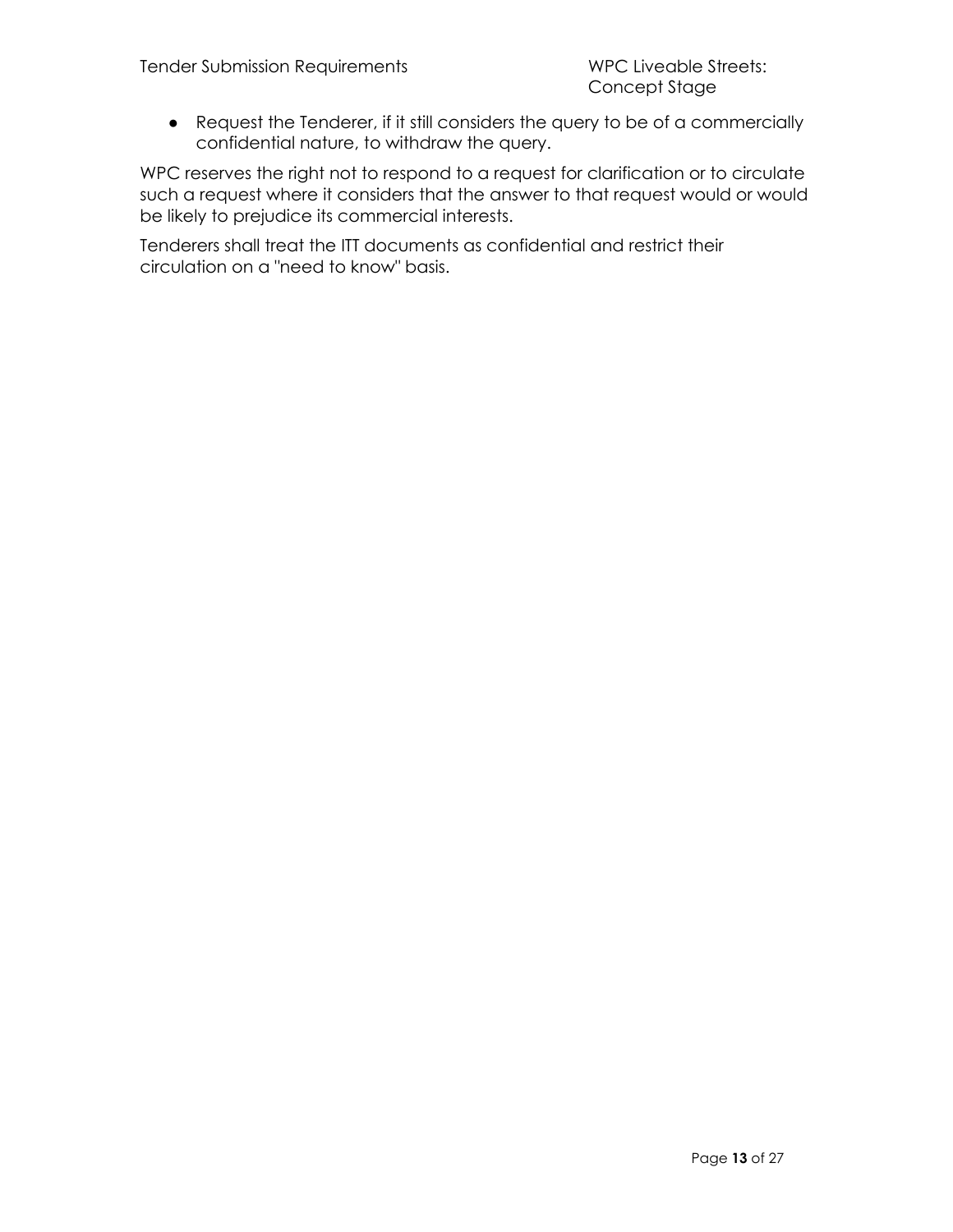- Request the Tenderer, if it still considers the query to be of a commercially confidential nature, to withdraw the query.

WPC reserves the right not to respond to a request for clarification or to circulate such a request where it considers that the answer to that request would or would be likely to prejudice its commercial interests.

Tenderers shall treat the ITT documents as confidential and restrict their circulation on a "need to know" basis.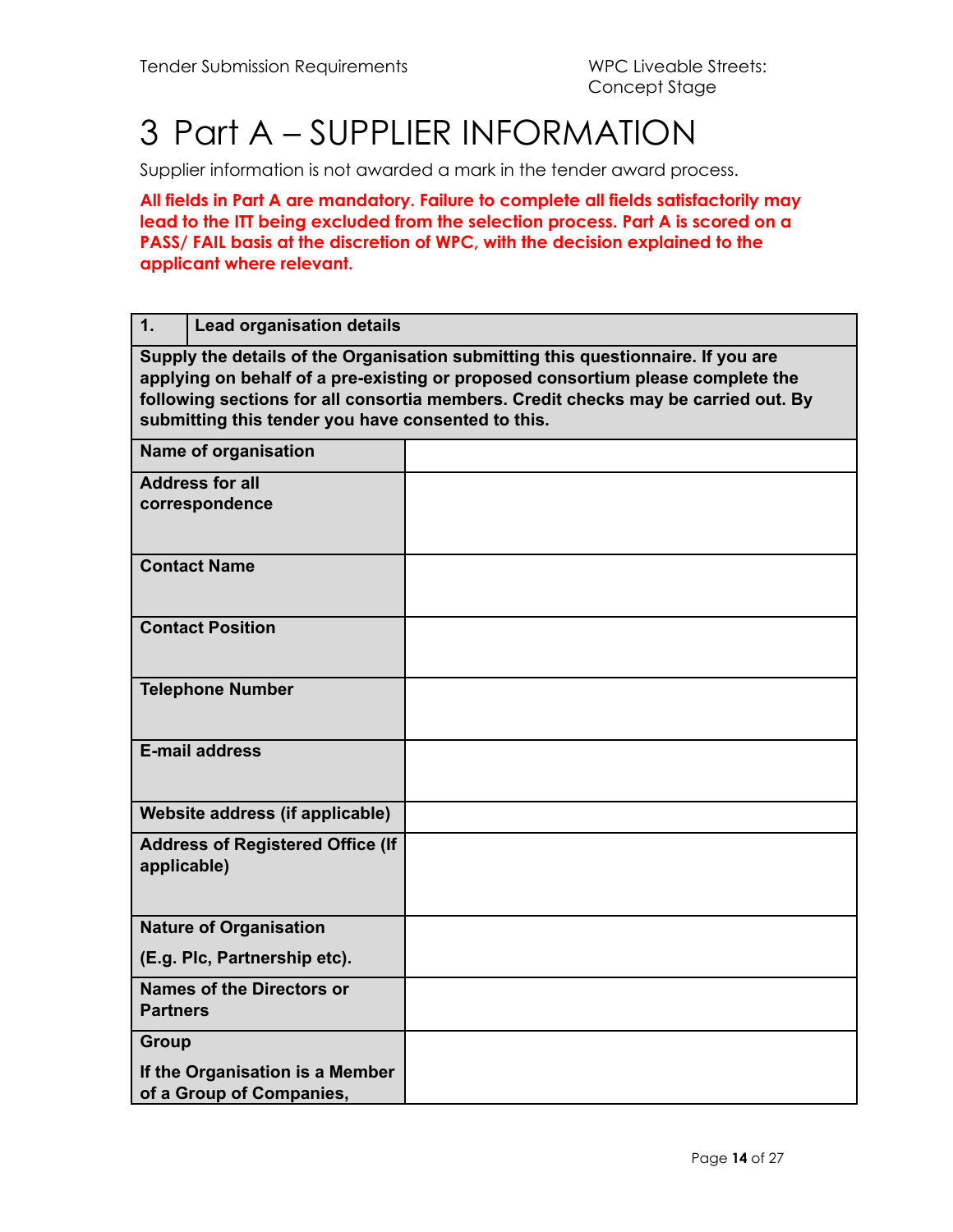# 3 Part A – SUPPLIER INFORMATION

Supplier information is not awarded a mark in the tender award process.

**All fields in Part A are mandatory. Failure to complete all fields satisfactorily may lead to the ITT being excluded from the selection process. Part A is scored on a PASS/ FAIL basis at the discretion of WPC, with the decision explained to the applicant where relevant.**

| **1.** | **Lead organisation details** |
|---|---|
| **Supply the details of the Organisation submitting this questionnaire. If you are applying on behalf of a pre-existing or proposed consortium please complete the following sections for all consortia members. Credit checks may be carried out. By submitting this tender you have consented to this.** | |
| **Name of organisation** | |
| **Address for all correspondence** | |
| **Contact Name** | |
| **Contact Position** | |
| **Telephone Number** | |
| **E-mail address** | |
| **Website address (if applicable)** | |
| **Address of Registered Office (If applicable)** | |
| **Nature of Organisation (E.g. Plc, Partnership etc).** | |
| **Names of the Directors or Partners** | |
| **Group If the Organisation is a Member of a Group of Companies,** | |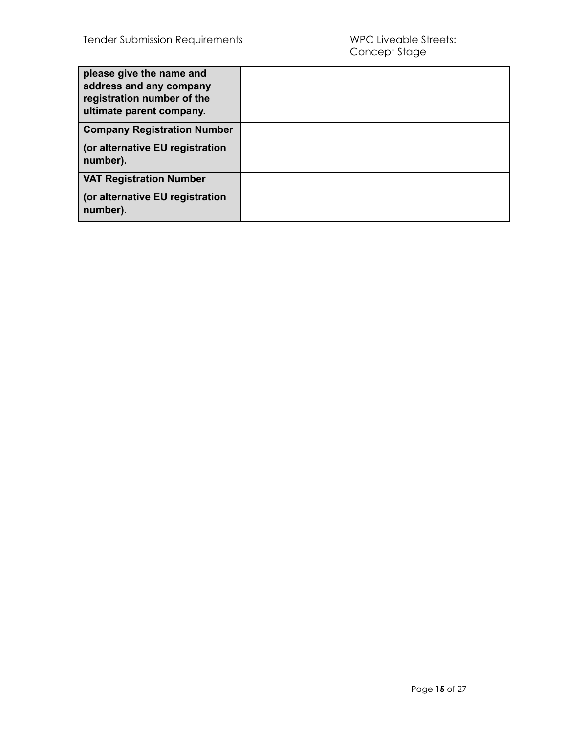| | |
|---|---|
| **please give the name and address and any company registration number of the ultimate parent company.** | |
| **Company Registration Number** **(or alternative EU registration number).** | |
| **VAT Registration Number** **(or alternative EU registration number).** | |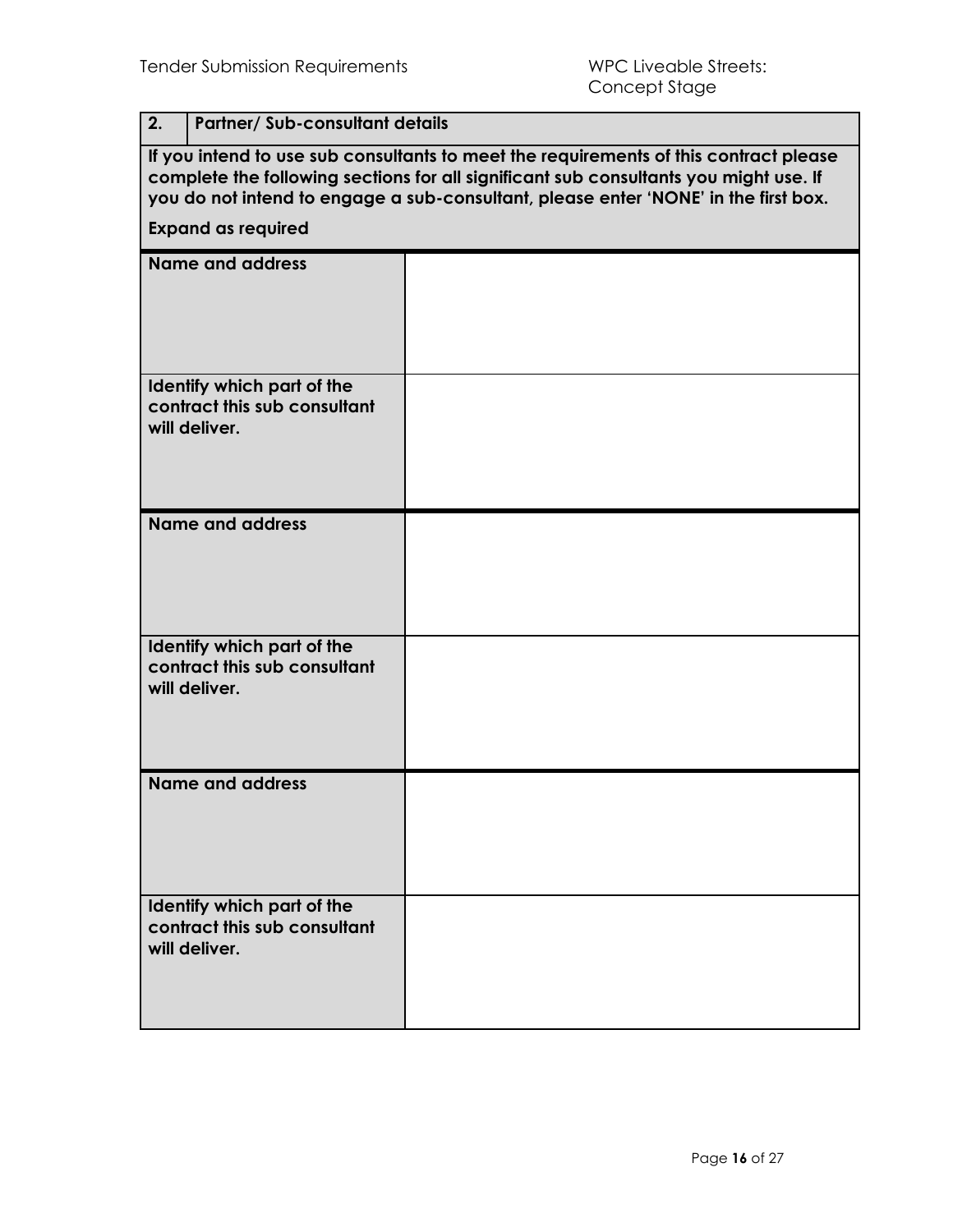| 2. | Partner/ Sub-consultant details |
|---|---|
| **If you intend to use sub consultants to meet the requirements of this contract please complete the following sections for all significant sub consultants you might use. If you do not intend to engage a sub-consultant, please enter 'NONE' in the first box.**<br><br>**Expand as required** | |

| | |
|---|---|
| **Name and address** | |
| **Identify which part of the contract this sub consultant will deliver.** | |
| **Name and address** | |
| **Identify which part of the contract this sub consultant will deliver.** | |
| **Name and address** | |
| **Identify which part of the contract this sub consultant will deliver.** | |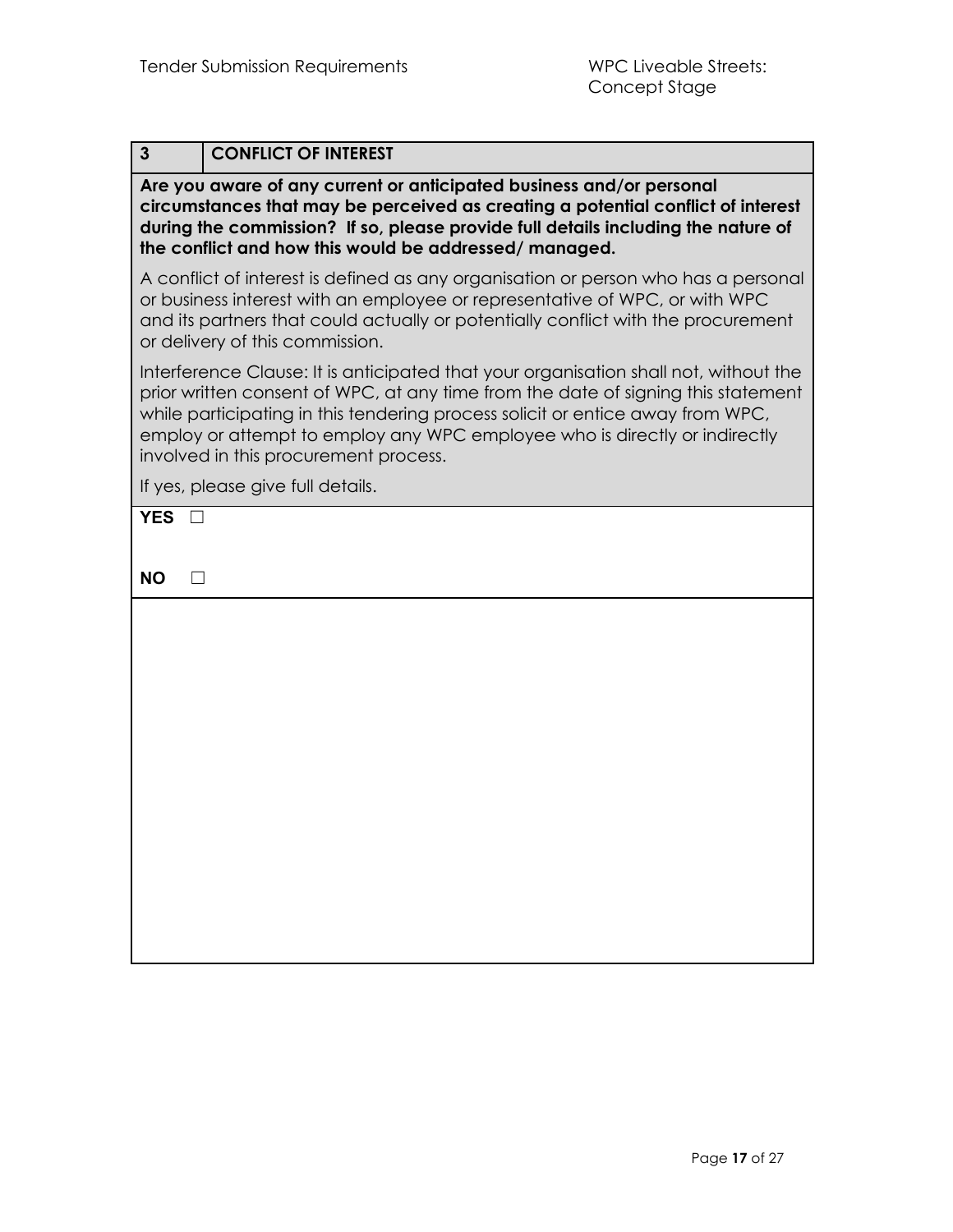| 3 | CONFLICT OF INTEREST |
|---|---|

**Are you aware of any current or anticipated business and/or personal circumstances that may be perceived as creating a potential conflict of interest during the commission? If so, please provide full details including the nature of the conflict and how this would be addressed/ managed.**

A conflict of interest is defined as any organisation or person who has a personal or business interest with an employee or representative of WPC, or with WPC and its partners that could actually or potentially conflict with the procurement or delivery of this commission.

Interference Clause: It is anticipated that your organisation shall not, without the prior written consent of WPC, at any time from the date of signing this statement while participating in this tendering process solicit or entice away from WPC, employ or attempt to employ any WPC employee who is directly or indirectly involved in this procurement process.

If yes, please give full details.

**YES** ☐

**NO** ☐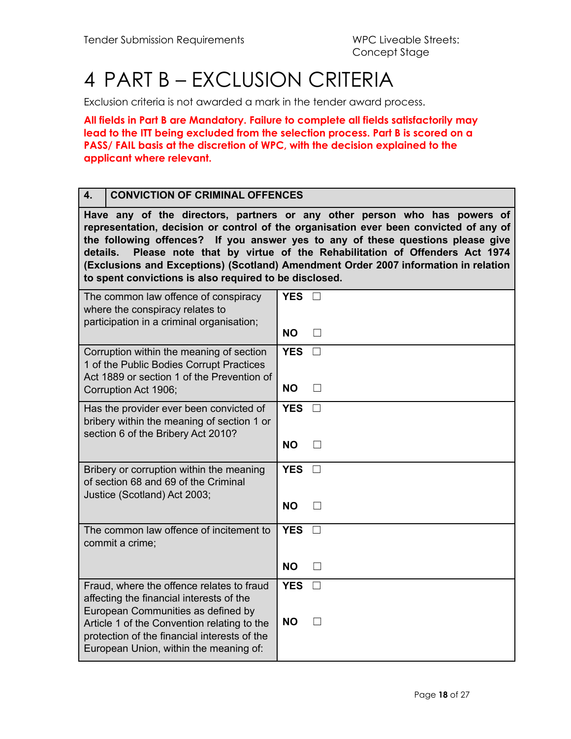# 4 PART B – EXCLUSION CRITERIA

Exclusion criteria is not awarded a mark in the tender award process.

**All fields in Part B are Mandatory. Failure to complete all fields satisfactorily may lead to the ITT being excluded from the selection process. Part B is scored on a PASS/ FAIL basis at the discretion of WPC, with the decision explained to the applicant where relevant.**

| **4.** | **CONVICTION OF CRIMINAL OFFENCES** |
|---|---|
| **Have any of the directors, partners or any other person who has powers of representation, decision or control of the organisation ever been convicted of any of the following offences? If you answer yes to any of these questions please give details. Please note that by virtue of the Rehabilitation of Offenders Act 1974 (Exclusions and Exceptions) (Scotland) Amendment Order 2007 information in relation to spent convictions is also required to be disclosed.** | |
| The common law offence of conspiracy where the conspiracy relates to participation in a criminal organisation; | **YES** ☐<br>**NO** ☐ |
| Corruption within the meaning of section 1 of the Public Bodies Corrupt Practices Act 1889 or section 1 of the Prevention of Corruption Act 1906; | **YES** ☐<br>**NO** ☐ |
| Has the provider ever been convicted of bribery within the meaning of section 1 or section 6 of the Bribery Act 2010? | **YES** ☐<br>**NO** ☐ |
| Bribery or corruption within the meaning of section 68 and 69 of the Criminal Justice (Scotland) Act 2003; | **YES** ☐<br>**NO** ☐ |
| The common law offence of incitement to commit a crime; | **YES** ☐<br>**NO** ☐ |
| Fraud, where the offence relates to fraud affecting the financial interests of the European Communities as defined by Article 1 of the Convention relating to the protection of the financial interests of the European Union, within the meaning of: | **YES** ☐<br>**NO** ☐ |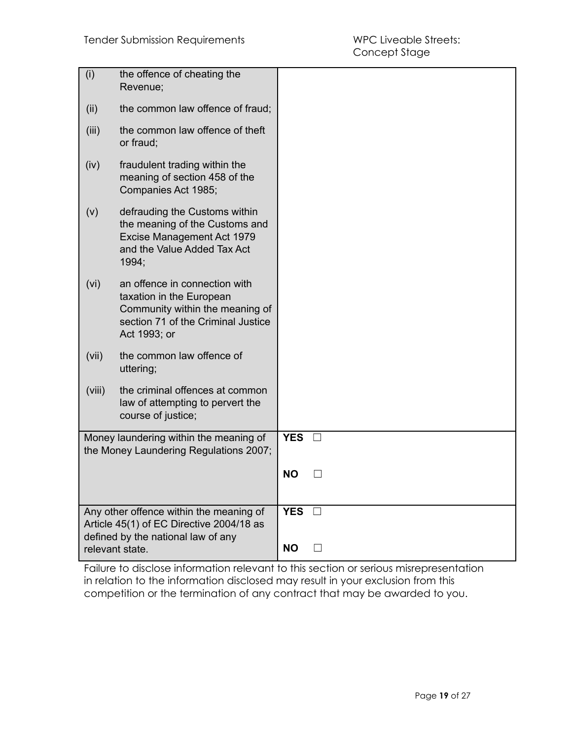| | |
|---|---|
| (i) the offence of cheating the Revenue;<br>(ii) the common law offence of fraud;<br>(iii) the common law offence of theft or fraud;<br>(iv) fraudulent trading within the meaning of section 458 of the Companies Act 1985;<br>(v) defrauding the Customs within the meaning of the Customs and Excise Management Act 1979 and the Value Added Tax Act 1994;<br>(vi) an offence in connection with taxation in the European Community within the meaning of section 71 of the Criminal Justice Act 1993; or<br>(vii) the common law offence of uttering;<br>(viii) the criminal offences at common law of attempting to pervert the course of justice; | |
| Money laundering within the meaning of the Money Laundering Regulations 2007; | **YES** ☐<br>**NO** ☐ |
| Any other offence within the meaning of Article 45(1) of EC Directive 2004/18 as defined by the national law of any relevant state. | **YES** ☐<br>**NO** ☐ |

Failure to disclose information relevant to this section or serious misrepresentation in relation to the information disclosed may result in your exclusion from this competition or the termination of any contract that may be awarded to you.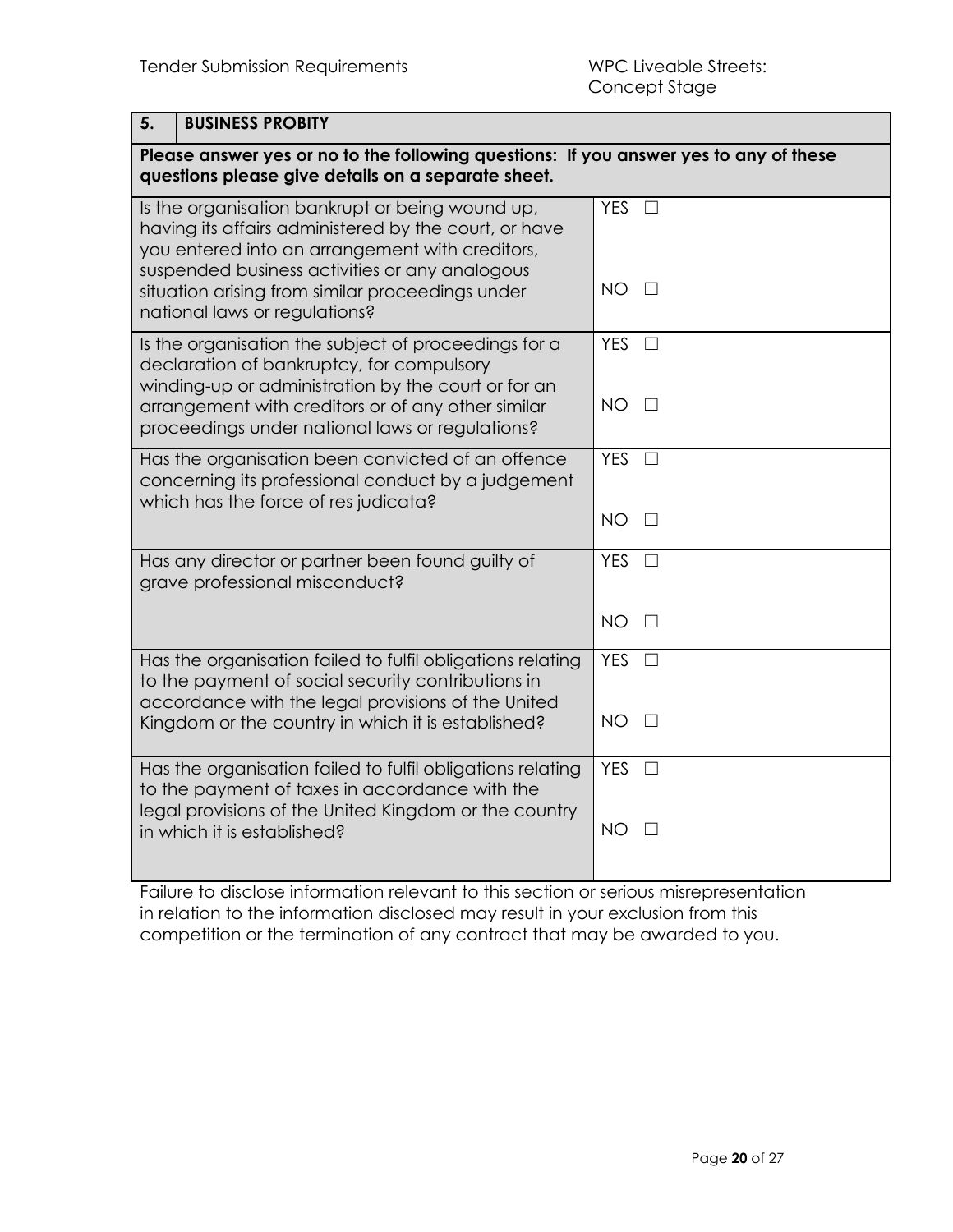| 5. | BUSINESS PROBITY |
|---|---|
| **Please answer yes or no to the following questions: If you answer yes to any of these questions please give details on a separate sheet.** | |
| Is the organisation bankrupt or being wound up, having its affairs administered by the court, or have you entered into an arrangement with creditors, suspended business activities or any analogous situation arising from similar proceedings under national laws or regulations? | YES ☐<br>NO ☐ |
| Is the organisation the subject of proceedings for a declaration of bankruptcy, for compulsory winding-up or administration by the court or for an arrangement with creditors or of any other similar proceedings under national laws or regulations? | YES ☐<br>NO ☐ |
| Has the organisation been convicted of an offence concerning its professional conduct by a judgement which has the force of res judicata? | YES ☐<br>NO ☐ |
| Has any director or partner been found guilty of grave professional misconduct? | YES ☐<br>NO ☐ |
| Has the organisation failed to fulfil obligations relating to the payment of social security contributions in accordance with the legal provisions of the United Kingdom or the country in which it is established? | YES ☐<br>NO ☐ |
| Has the organisation failed to fulfil obligations relating to the payment of taxes in accordance with the legal provisions of the United Kingdom or the country in which it is established? | YES ☐<br>NO ☐ |

Failure to disclose information relevant to this section or serious misrepresentation in relation to the information disclosed may result in your exclusion from this competition or the termination of any contract that may be awarded to you.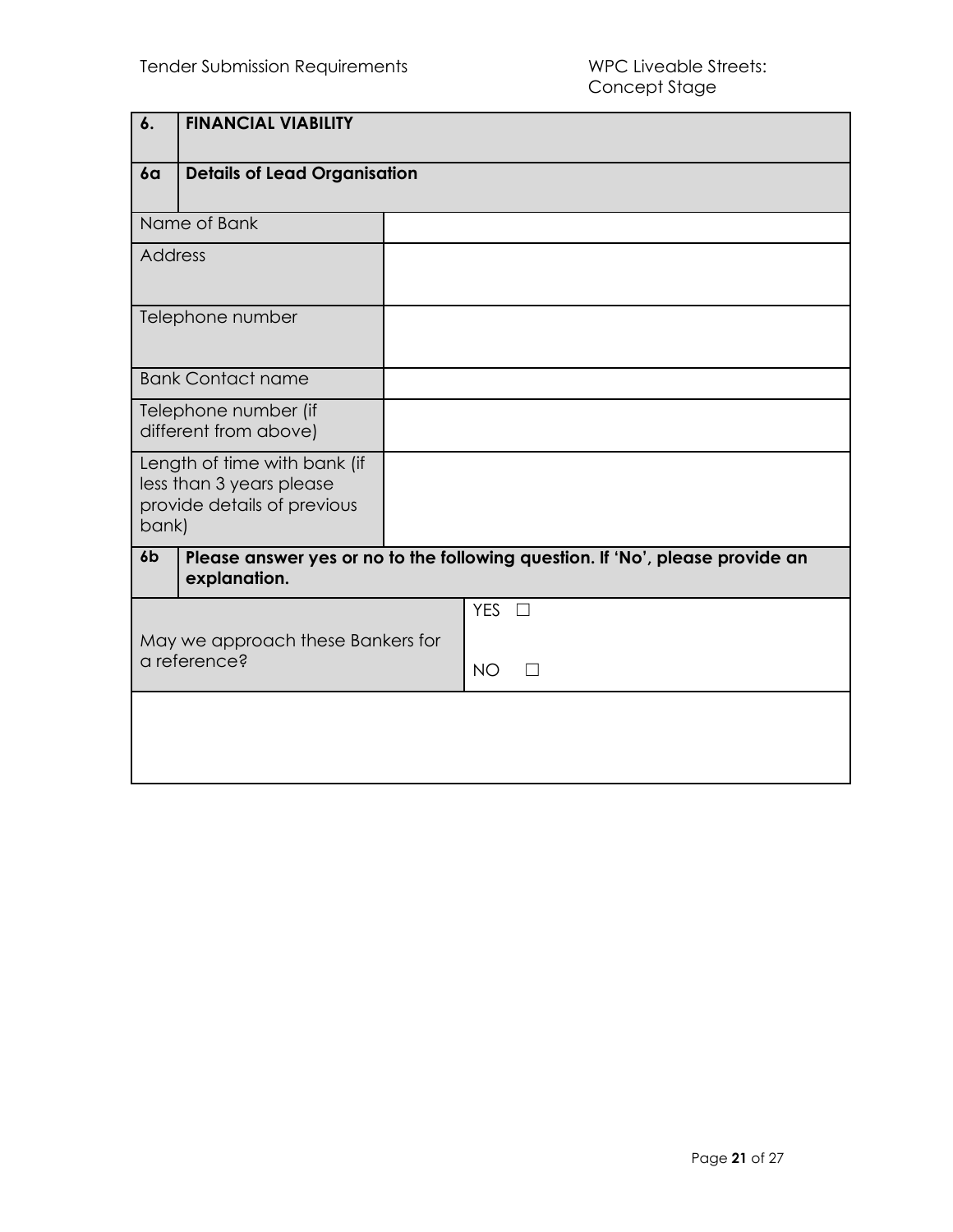| 6. | FINANCIAL VIABILITY |
|---|---|
| **6a** | **Details of Lead Organisation** |
| Name of Bank | |
| Address | |
| Telephone number | |
| Bank Contact name | |
| Telephone number (if different from above) | |
| Length of time with bank (if less than 3 years please provide details of previous bank) | |
| **6b** | **Please answer yes or no to the following question. If 'No', please provide an explanation.** |
| May we approach these Bankers for a reference? | YES ☐<br>NO ☐ |
| | |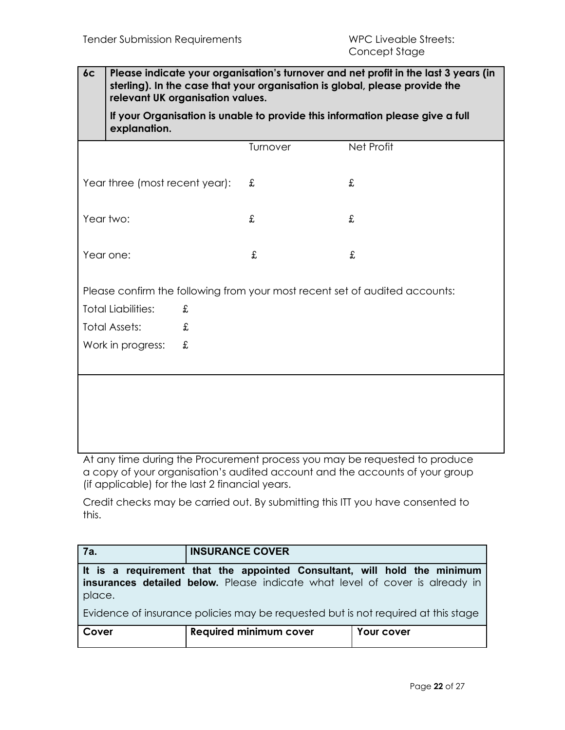| 6c | **Please indicate your organisation's turnover and net profit in the last 3 years (in sterling). In the case that your organisation is global, please provide the relevant UK organisation values.**<br><br>**If your Organisation is unable to provide this information please give a full explanation.** |
|---|---|

| | Turnover | Net Profit |
|---|---|---|
| Year three (most recent year): | £ | £ |
| Year two: | £ | £ |
| Year one: | £ | £ |

Please confirm the following from your most recent set of audited accounts:

Total Liabilities: £

Total Assets: £

Work in progress: £

At any time during the Procurement process you may be requested to produce a copy of your organisation's audited account and the accounts of your group (if applicable) for the last 2 financial years.

Credit checks may be carried out. By submitting this ITT you have consented to this.

| 7a. | INSURANCE COVER | |
|---|---|---|
| **It is a requirement that the appointed Consultant, will hold the minimum insurances detailed below.** Please indicate what level of cover is already in place.<br><br>Evidence of insurance policies may be requested but is not required at this stage | | |
| **Cover** | **Required minimum cover** | **Your cover** |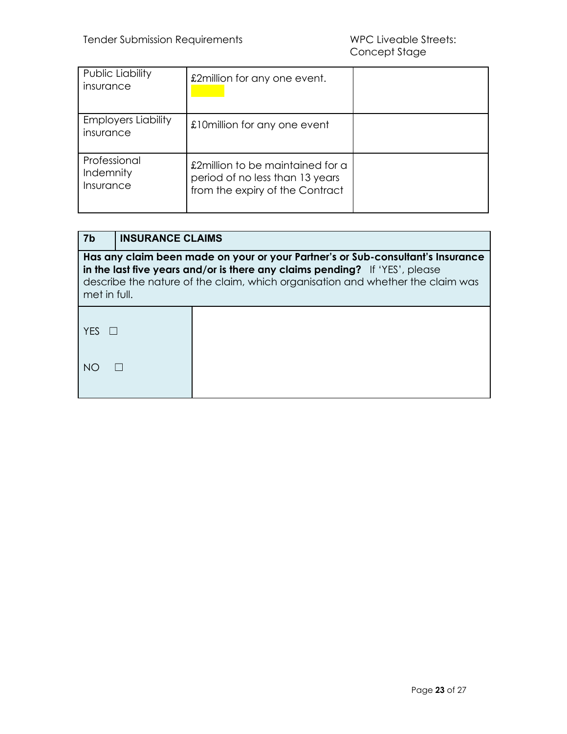| | | |
|---|---|---|
| Public Liability insurance | £2million for any one event. | |
| Employers Liability insurance | £10million for any one event | |
| Professional Indemnity Insurance | £2million to be maintained for a period of no less than 13 years from the expiry of the Contract | |

| **7b** | **INSURANCE CLAIMS** |
|---|---|
| **Has any claim been made on your or your Partner's or Sub-consultant's Insurance in the last five years and/or is there any claims pending?** If 'YES', please describe the nature of the claim, which organisation and whether the claim was met in full. | |
| YES ☐<br><br>NO ☐ | |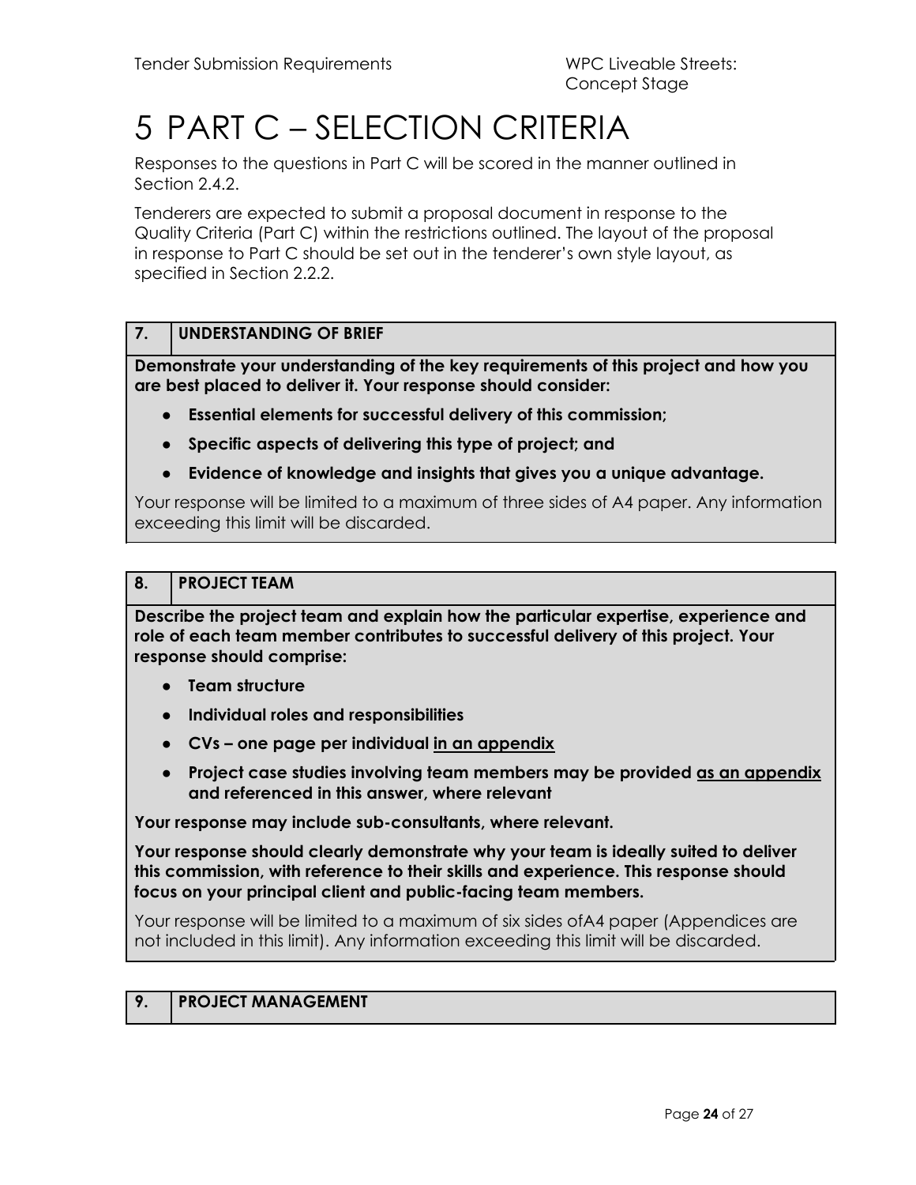# 5 PART C – SELECTION CRITERIA

Responses to the questions in Part C will be scored in the manner outlined in Section 2.4.2.

Tenderers are expected to submit a proposal document in response to the Quality Criteria (Part C) within the restrictions outlined. The layout of the proposal in response to Part C should be set out in the tenderer's own style layout, as specified in Section 2.2.2.

| 7. | UNDERSTANDING OF BRIEF |
|---|---|

**Demonstrate your understanding of the key requirements of this project and how you are best placed to deliver it. Your response should consider:**

- **Essential elements for successful delivery of this commission;**
- **Specific aspects of delivering this type of project; and**
- **Evidence of knowledge and insights that gives you a unique advantage.**

Your response will be limited to a maximum of three sides of A4 paper. Any information exceeding this limit will be discarded.

| 8. | PROJECT TEAM |
|---|---|

**Describe the project team and explain how the particular expertise, experience and role of each team member contributes to successful delivery of this project. Your response should comprise:**

- **Team structure**
- **Individual roles and responsibilities**
- **CVs – one page per individual <u>in an appendix</u>**
- **Project case studies involving team members may be provided <u>as an appendix</u> and referenced in this answer, where relevant**

**Your response may include sub-consultants, where relevant.**

**Your response should clearly demonstrate why your team is ideally suited to deliver this commission, with reference to their skills and experience. This response should focus on your principal client and public-facing team members.**

Your response will be limited to a maximum of six sides ofA4 paper (Appendices are not included in this limit). Any information exceeding this limit will be discarded.

| 9. | PROJECT MANAGEMENT |
|---|---|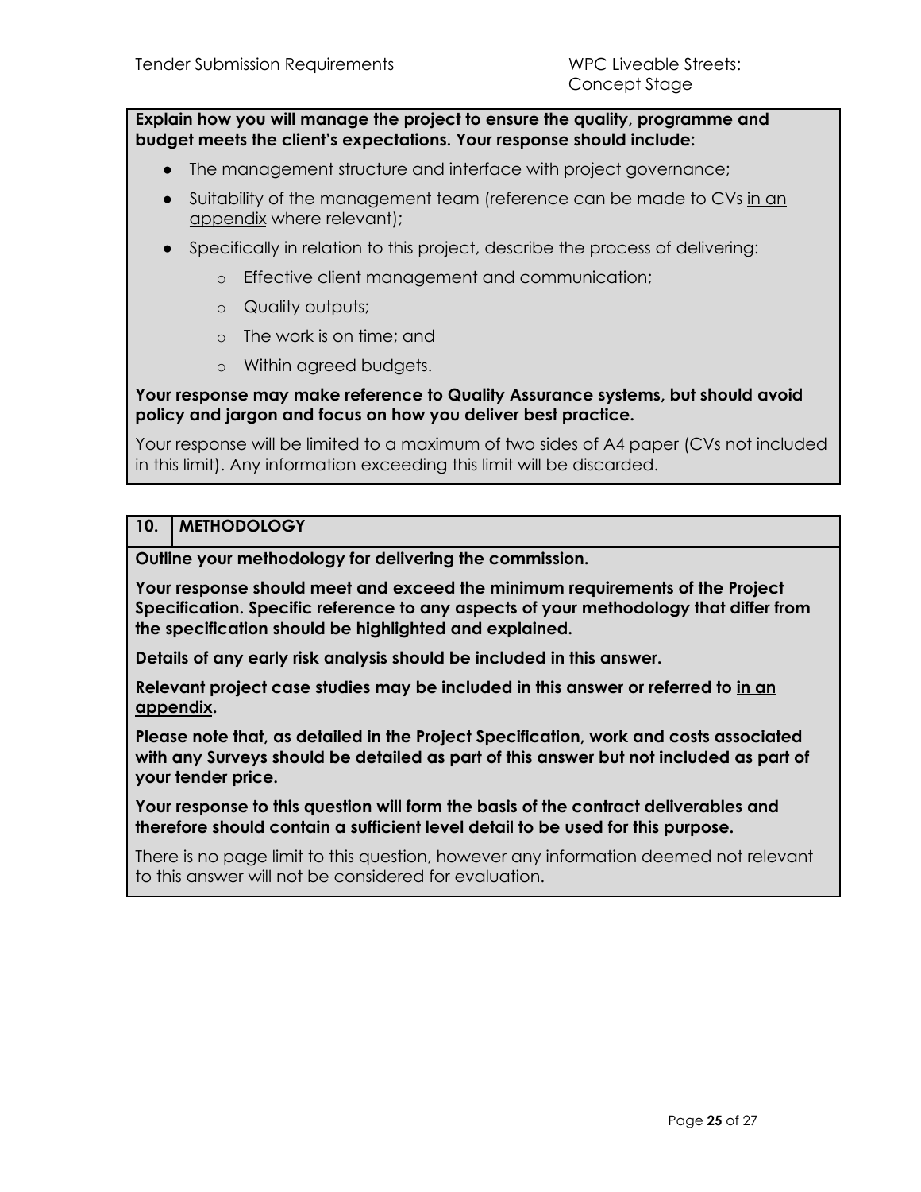**Explain how you will manage the project to ensure the quality, programme and budget meets the client's expectations. Your response should include:**

- The management structure and interface with project governance;
- Suitability of the management team (reference can be made to CVs <u>in an appendix</u> where relevant);
- Specifically in relation to this project, describe the process of delivering:
  - Effective client management and communication;
  - Quality outputs;
  - The work is on time; and
  - Within agreed budgets.

**Your response may make reference to Quality Assurance systems, but should avoid policy and jargon and focus on how you deliver best practice.**

Your response will be limited to a maximum of two sides of A4 paper (CVs not included in this limit). Any information exceeding this limit will be discarded.

| 10. | METHODOLOGY |
|---|---|

**Outline your methodology for delivering the commission.**

**Your response should meet and exceed the minimum requirements of the Project Specification. Specific reference to any aspects of your methodology that differ from the specification should be highlighted and explained.**

**Details of any early risk analysis should be included in this answer.**

**Relevant project case studies may be included in this answer or referred to <u>in an appendix</u>.**

**Please note that, as detailed in the Project Specification, work and costs associated with any Surveys should be detailed as part of this answer but not included as part of your tender price.**

**Your response to this question will form the basis of the contract deliverables and therefore should contain a sufficient level detail to be used for this purpose.**

There is no page limit to this question, however any information deemed not relevant to this answer will not be considered for evaluation.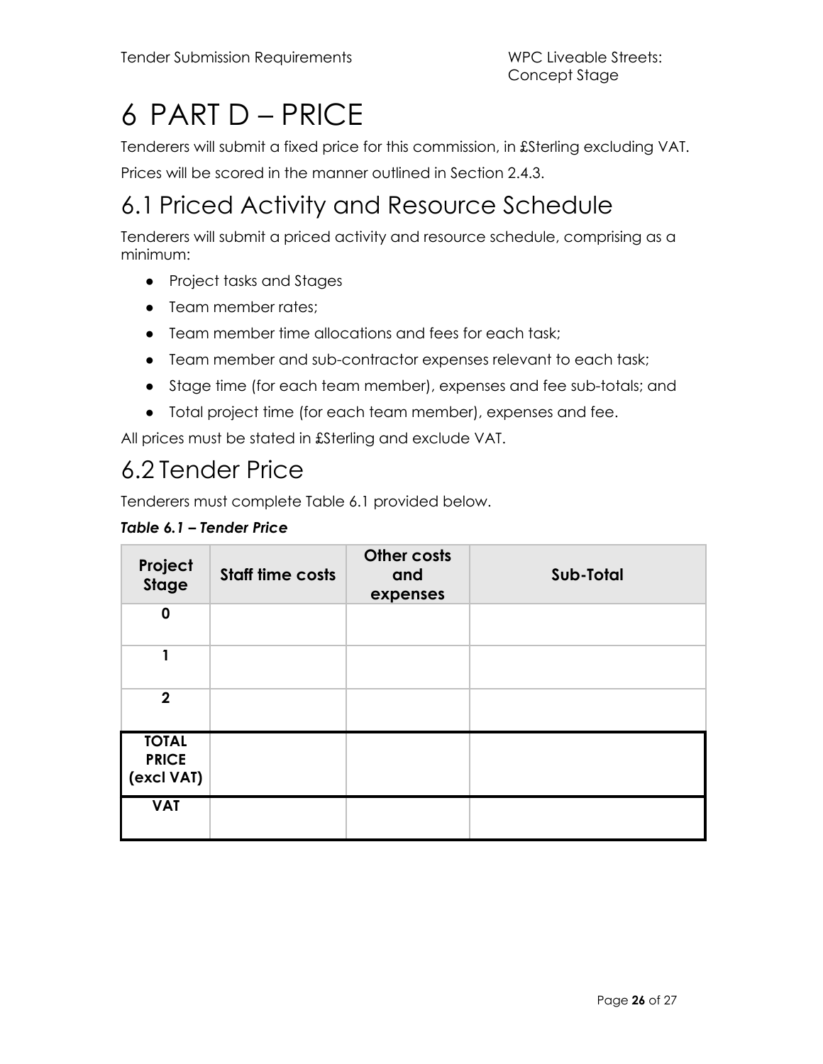# 6 PART D – PRICE

Tenderers will submit a fixed price for this commission, in £Sterling excluding VAT.

Prices will be scored in the manner outlined in Section 2.4.3.

## 6.1 Priced Activity and Resource Schedule

Tenderers will submit a priced activity and resource schedule, comprising as a minimum:

- Project tasks and Stages
- Team member rates;
- Team member time allocations and fees for each task;
- Team member and sub-contractor expenses relevant to each task;
- Stage time (for each team member), expenses and fee sub-totals; and
- Total project time (for each team member), expenses and fee.

All prices must be stated in £Sterling and exclude VAT.

## 6.2 Tender Price

Tenderers must complete Table 6.1 provided below.

***Table 6.1 – Tender Price***

| Project Stage | Staff time costs | Other costs and expenses | Sub-Total |
|---|---|---|---|
| **0** | | | |
| **1** | | | |
| **2** | | | |
| **TOTAL PRICE (excl VAT)** | | | |
| **VAT** | | | |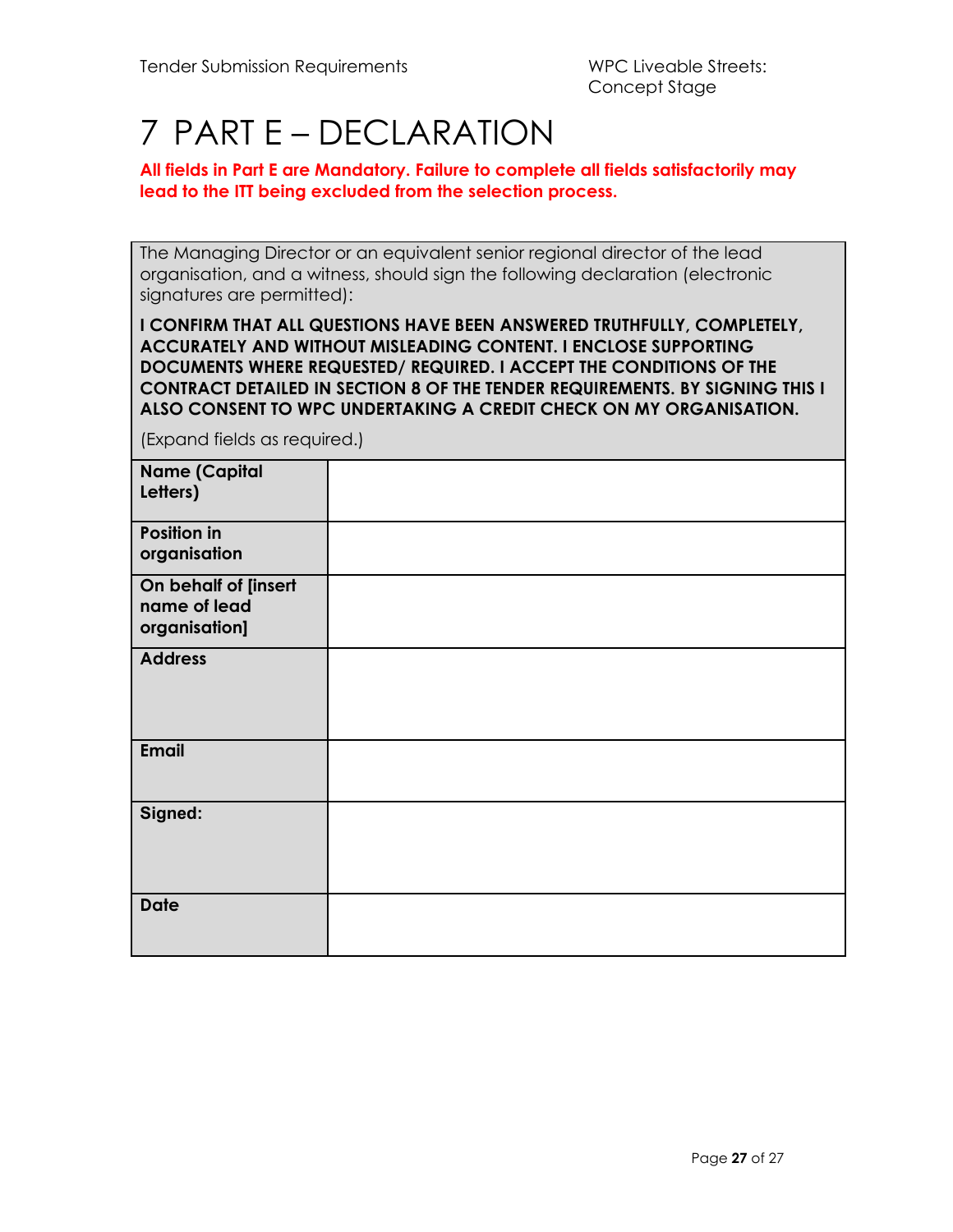# 7 PART E – DECLARATION

**All fields in Part E are Mandatory. Failure to complete all fields satisfactorily may lead to the ITT being excluded from the selection process.**

The Managing Director or an equivalent senior regional director of the lead organisation, and a witness, should sign the following declaration (electronic signatures are permitted):

**I CONFIRM THAT ALL QUESTIONS HAVE BEEN ANSWERED TRUTHFULLY, COMPLETELY, ACCURATELY AND WITHOUT MISLEADING CONTENT. I ENCLOSE SUPPORTING DOCUMENTS WHERE REQUESTED/ REQUIRED. I ACCEPT THE CONDITIONS OF THE CONTRACT DETAILED IN SECTION 8 OF THE TENDER REQUIREMENTS. BY SIGNING THIS I ALSO CONSENT TO WPC UNDERTAKING A CREDIT CHECK ON MY ORGANISATION.**

(Expand fields as required.)

| | |
|---|---|
| **Name (Capital Letters)** | |
| **Position in organisation** | |
| **On behalf of [insert name of lead organisation]** | |
| **Address** | |
| **Email** | |
| **Signed:** | |
| **Date** | |